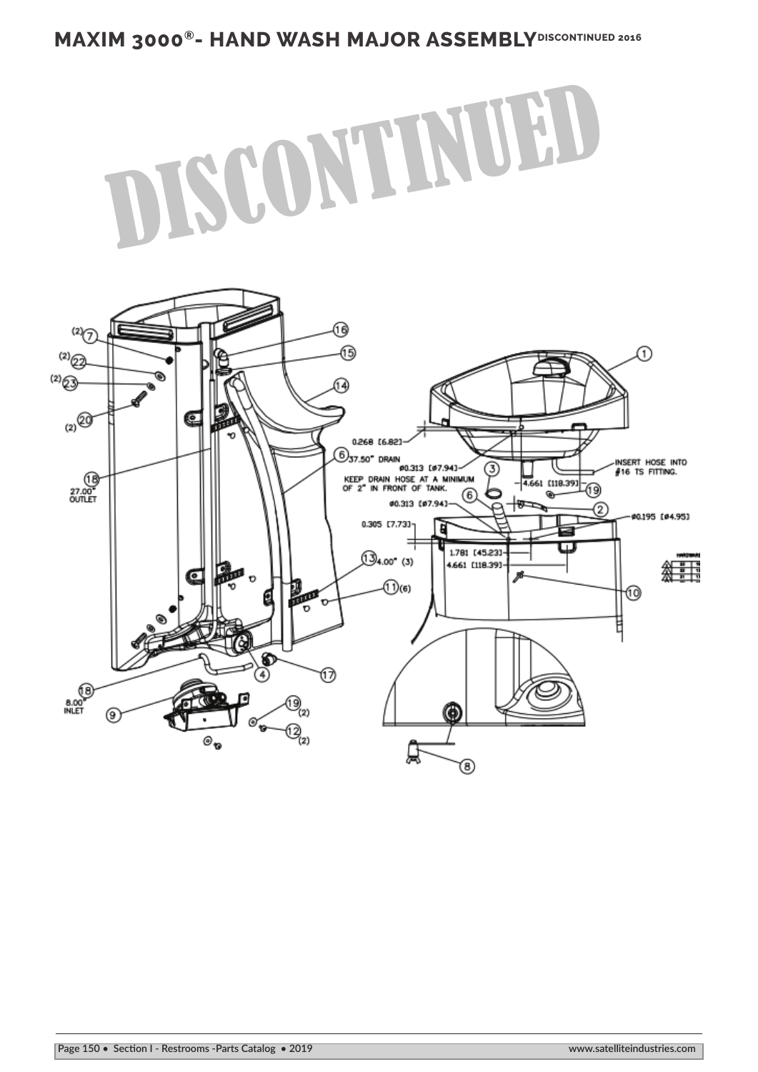# MAXIM 3000®- HAND WASH MAJOR ASSEMBLY DISCONTINUED 2016

DISCONTINUED

(2) 7

(2) 22

(2) 23

(2) 20

16

15

14

1

6

0.268 [6.82]

37.50" DRAIN

ø0.313 [ø7.94]

KEEP DRAIN HOSE AT A MINIMUM OF 2" IN FRONT OF TANK.

3

INSERT HOSE INTO #16 TS FITTING.

4.661 [118.39]

19

18

27.00" OUTLET

6

ø0.313 [ø7.94]

2

ø0.195 [ø4.95]

0.305 [7.73]

1.781 [45.23]

4.661 [118.39]

13 4.00" (3)

11 (6)

10

4

17

18

8.00" INLET

9

19 (2)

12 (2)

8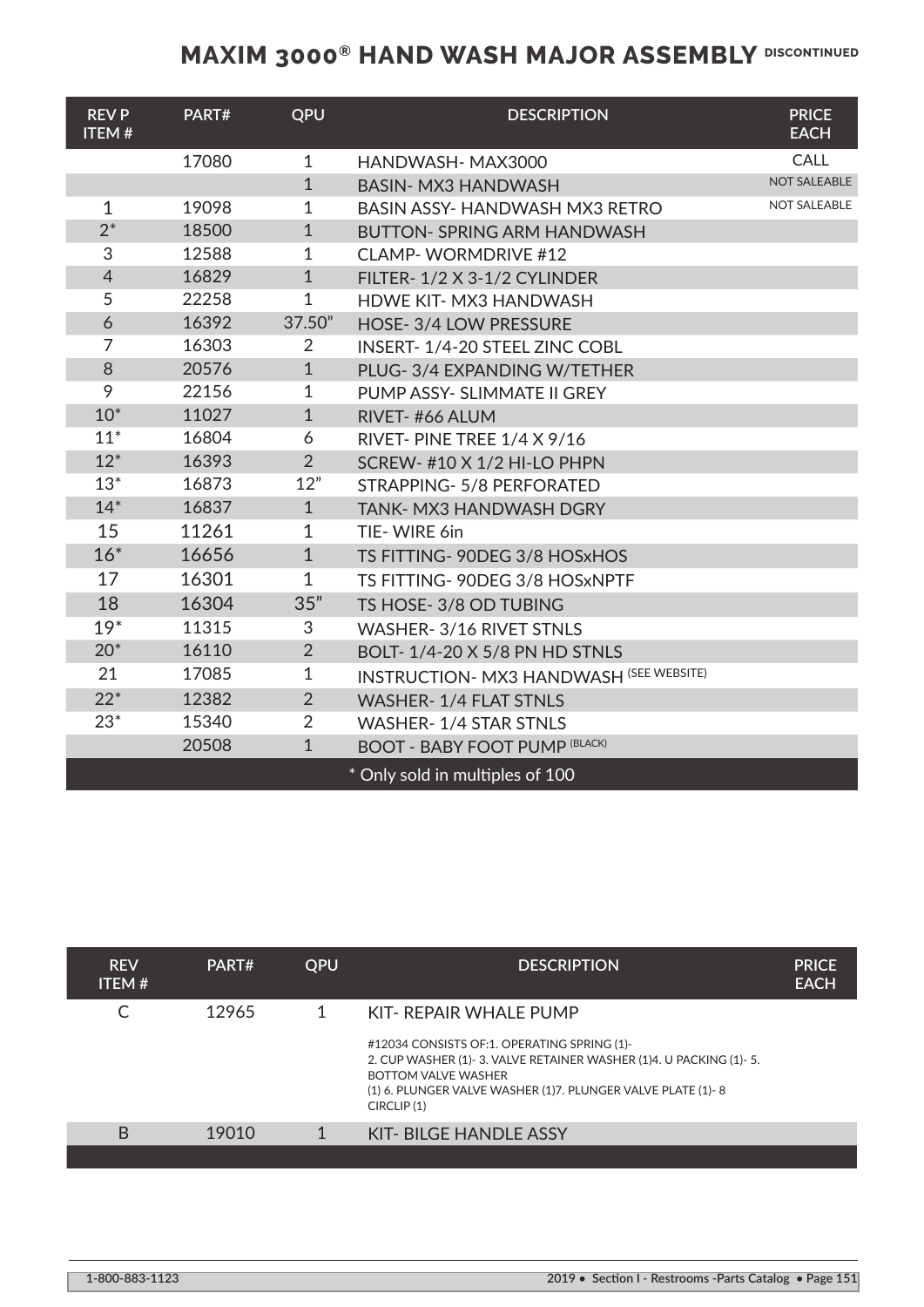## MAXIM 3000® HAND WASH MAJOR ASSEMBLY DISCONTINUED

| REV P ITEM # | PART# | QPU | DESCRIPTION | PRICE EACH |
|---|---|---|---|---|
| | 17080 | 1 | HANDWASH- MAX3000 | CALL |
| | | 1 | BASIN- MX3 HANDWASH | NOT SALEABLE |
| 1 | 19098 | 1 | BASIN ASSY- HANDWASH MX3 RETRO | NOT SALEABLE |
| 2* | 18500 | 1 | BUTTON- SPRING ARM HANDWASH | |
| 3 | 12588 | 1 | CLAMP- WORMDRIVE #12 | |
| 4 | 16829 | 1 | FILTER- 1/2 X 3-1/2 CYLINDER | |
| 5 | 22258 | 1 | HDWE KIT- MX3 HANDWASH | |
| 6 | 16392 | 37.50" | HOSE- 3/4 LOW PRESSURE | |
| 7 | 16303 | 2 | INSERT- 1/4-20 STEEL ZINC COBL | |
| 8 | 20576 | 1 | PLUG- 3/4 EXPANDING W/TETHER | |
| 9 | 22156 | 1 | PUMP ASSY- SLIMMATE II GREY | |
| 10* | 11027 | 1 | RIVET- #66 ALUM | |
| 11* | 16804 | 6 | RIVET- PINE TREE 1/4 X 9/16 | |
| 12* | 16393 | 2 | SCREW- #10 X 1/2 HI-LO PHPN | |
| 13* | 16873 | 12" | STRAPPING- 5/8 PERFORATED | |
| 14* | 16837 | 1 | TANK- MX3 HANDWASH DGRY | |
| 15 | 11261 | 1 | TIE- WIRE 6in | |
| 16* | 16656 | 1 | TS FITTING- 90DEG 3/8 HOSxHOS | |
| 17 | 16301 | 1 | TS FITTING- 90DEG 3/8 HOSxNPTF | |
| 18 | 16304 | 35" | TS HOSE- 3/8 OD TUBING | |
| 19* | 11315 | 3 | WASHER- 3/16 RIVET STNLS | |
| 20* | 16110 | 2 | BOLT- 1/4-20 X 5/8 PN HD STNLS | |
| 21 | 17085 | 1 | INSTRUCTION- MX3 HANDWASH (SEE WEBSITE) | |
| 22* | 12382 | 2 | WASHER- 1/4 FLAT STNLS | |
| 23* | 15340 | 2 | WASHER- 1/4 STAR STNLS | |
| | 20508 | 1 | BOOT - BABY FOOT PUMP (BLACK) | |

* Only sold in multiples of 100

| REV ITEM # | PART# | QPU | DESCRIPTION | PRICE EACH |
|---|---|---|---|---|
| C | 12965 | 1 | KIT- REPAIR WHALE PUMP<br>#12034 CONSISTS OF:1. OPERATING SPRING (1)- 2. CUP WASHER (1)- 3. VALVE RETAINER WASHER (1)4. U PACKING (1)- 5. BOTTOM VALVE WASHER (1) 6. PLUNGER VALVE WASHER (1)7. PLUNGER VALVE PLATE (1)- 8 CIRCLIP (1) | |
| B | 19010 | 1 | KIT- BILGE HANDLE ASSY | |